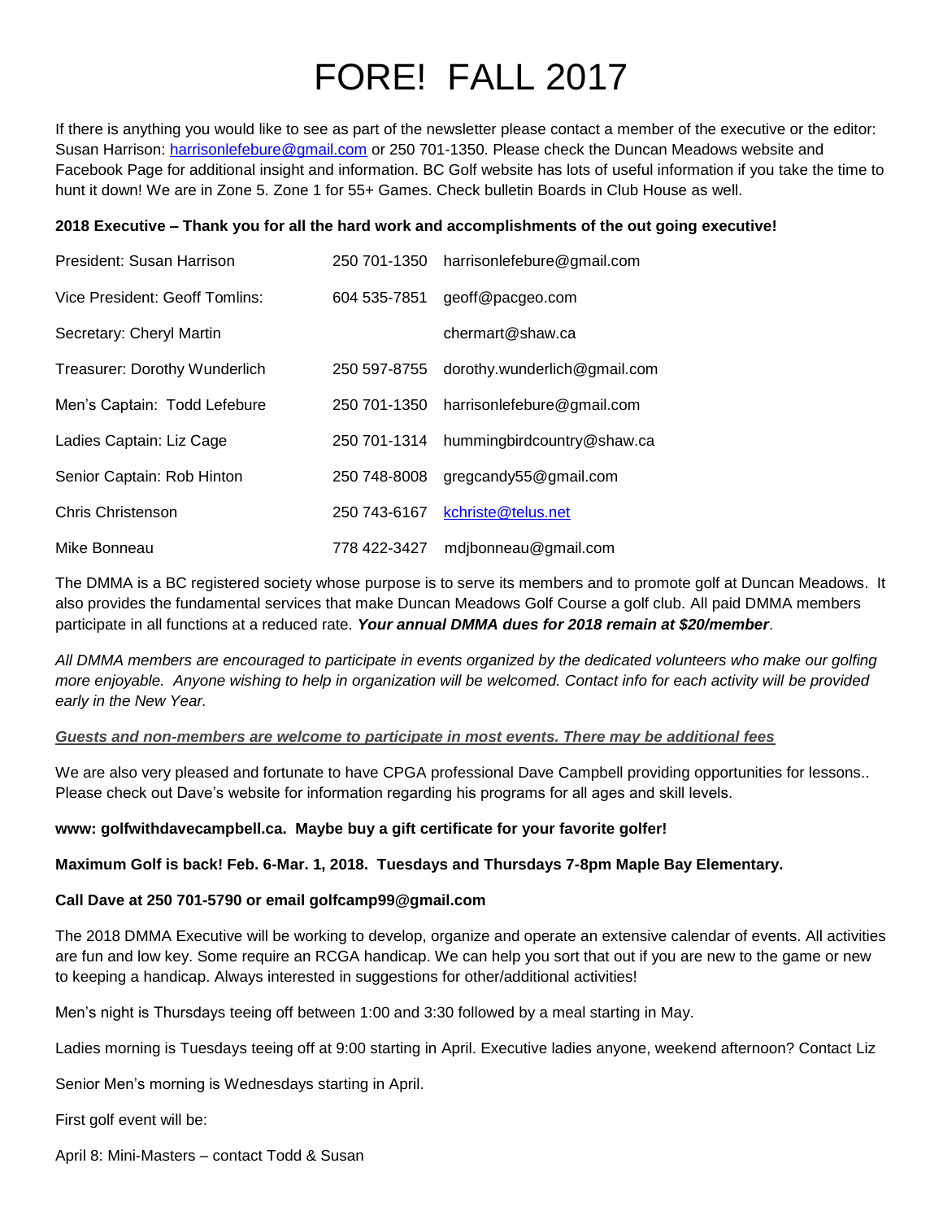# FORE! FALL 2017

If there is anything you would like to see as part of the newsletter please contact a member of the executive or the editor: Susan Harrison: harrisonlefebure@gmail.com or 250 701-1350. Please check the Duncan Meadows website and Facebook Page for additional insight and information. BC Golf website has lots of useful information if you take the time to hunt it down! We are in Zone 5. Zone 1 for 55+ Games. Check bulletin Boards in Club House as well.

**2018 Executive – Thank you for all the hard work and accomplishments of the out going executive!**

| | | |
|---|---|---|
| President: Susan Harrison | 250 701-1350 | harrisonlefebure@gmail.com |
| Vice President: Geoff Tomlins: | 604 535-7851 | geoff@pacgeo.com |
| Secretary: Cheryl Martin | | chermart@shaw.ca |
| Treasurer: Dorothy Wunderlich | 250 597-8755 | dorothy.wunderlich@gmail.com |
| Men's Captain: Todd Lefebure | 250 701-1350 | harrisonlefebure@gmail.com |
| Ladies Captain: Liz Cage | 250 701-1314 | hummingbirdcountry@shaw.ca |
| Senior Captain: Rob Hinton | 250 748-8008 | gregcandy55@gmail.com |
| Chris Christenson | 250 743-6167 | kchriste@telus.net |
| Mike Bonneau | 778 422-3427 | mdjbonneau@gmail.com |

The DMMA is a BC registered society whose purpose is to serve its members and to promote golf at Duncan Meadows. It also provides the fundamental services that make Duncan Meadows Golf Course a golf club. All paid DMMA members participate in all functions at a reduced rate. ***Your annual DMMA dues for 2018 remain at $20/member***.

*All DMMA members are encouraged to participate in events organized by the dedicated volunteers who make our golfing more enjoyable. Anyone wishing to help in organization will be welcomed. Contact info for each activity will be provided early in the New Year.*

***Guests and non-members are welcome to participate in most events. There may be additional fees***

We are also very pleased and fortunate to have CPGA professional Dave Campbell providing opportunities for lessons.. Please check out Dave's website for information regarding his programs for all ages and skill levels.

**www: golfwithdavecampbell.ca. Maybe buy a gift certificate for your favorite golfer!**

**Maximum Golf is back! Feb. 6-Mar. 1, 2018. Tuesdays and Thursdays 7-8pm Maple Bay Elementary.**

**Call Dave at 250 701-5790 or email golfcamp99@gmail.com**

The 2018 DMMA Executive will be working to develop, organize and operate an extensive calendar of events. All activities are fun and low key. Some require an RCGA handicap. We can help you sort that out if you are new to the game or new to keeping a handicap. Always interested in suggestions for other/additional activities!

Men's night is Thursdays teeing off between 1:00 and 3:30 followed by a meal starting in May.

Ladies morning is Tuesdays teeing off at 9:00 starting in April. Executive ladies anyone, weekend afternoon? Contact Liz

Senior Men's morning is Wednesdays starting in April.

First golf event will be:

April 8: Mini-Masters – contact Todd & Susan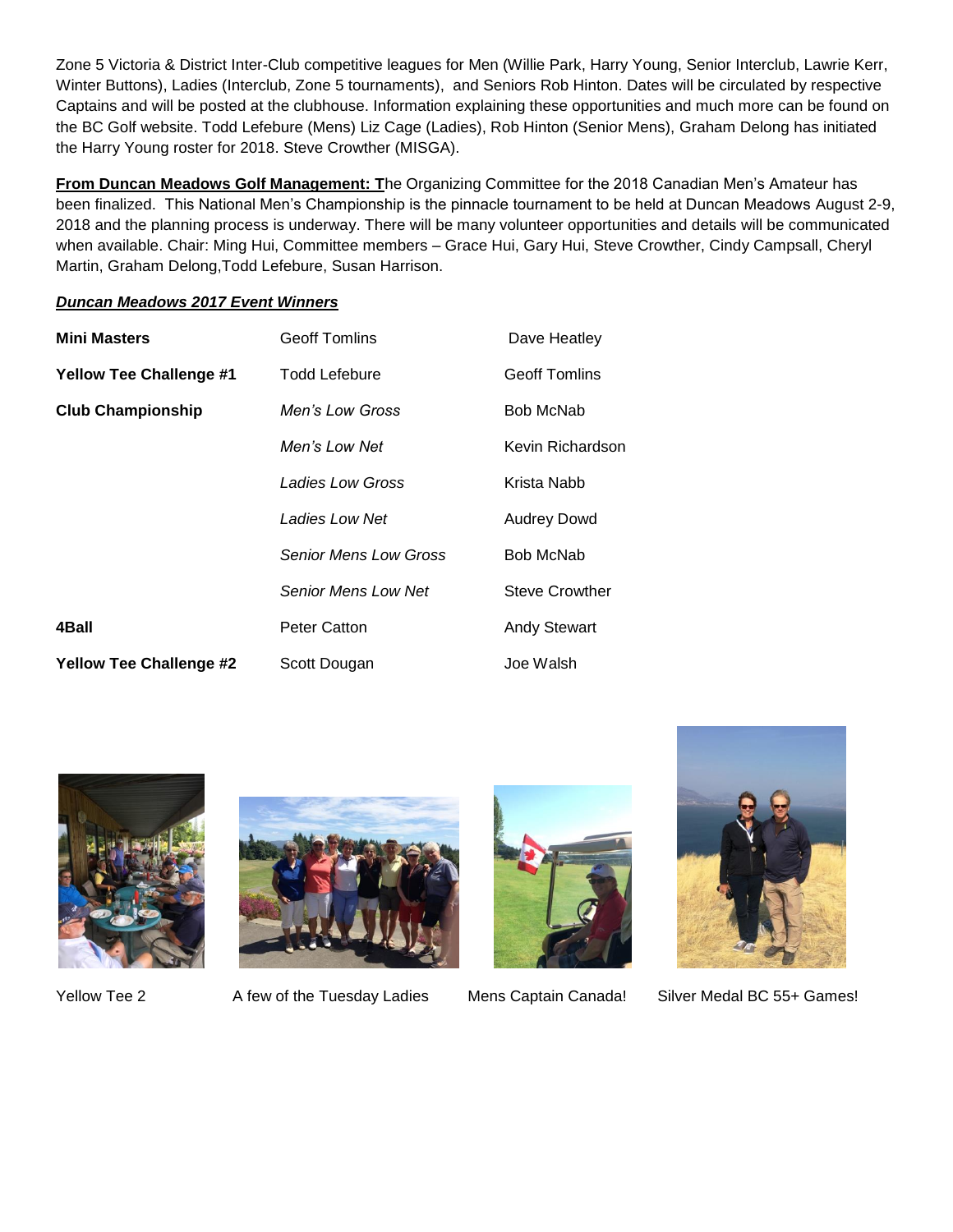Zone 5 Victoria & District Inter-Club competitive leagues for Men (Willie Park, Harry Young, Senior Interclub, Lawrie Kerr, Winter Buttons), Ladies (Interclub, Zone 5 tournaments), and Seniors Rob Hinton. Dates will be circulated by respective Captains and will be posted at the clubhouse. Information explaining these opportunities and much more can be found on the BC Golf website. Todd Lefebure (Mens) Liz Cage (Ladies), Rob Hinton (Senior Mens), Graham Delong has initiated the Harry Young roster for 2018. Steve Crowther (MISGA).

**From Duncan Meadows Golf Management: T**he Organizing Committee for the 2018 Canadian Men's Amateur has been finalized. This National Men's Championship is the pinnacle tournament to be held at Duncan Meadows August 2-9, 2018 and the planning process is underway. There will be many volunteer opportunities and details will be communicated when available. Chair: Ming Hui, Committee members – Grace Hui, Gary Hui, Steve Crowther, Cindy Campsall, Cheryl Martin, Graham Delong, Todd Lefebure, Susan Harrison.

***Duncan Meadows 2017 Event Winners***

| | | |
|---|---|---|
| **Mini Masters** | Geoff Tomlins | Dave Heatley |
| **Yellow Tee Challenge #1** | Todd Lefebure | Geoff Tomlins |
| **Club Championship** | *Men's Low Gross* | Bob McNab |
| | *Men's Low Net* | Kevin Richardson |
| | *Ladies Low Gross* | Krista Nabb |
| | *Ladies Low Net* | Audrey Dowd |
| | *Senior Mens Low Gross* | Bob McNab |
| | *Senior Mens Low Net* | Steve Crowther |
| **4Ball** | Peter Catton | Andy Stewart |
| **Yellow Tee Challenge #2** | Scott Dougan | Joe Walsh |

Yellow Tee 2

A few of the Tuesday Ladies

Mens Captain Canada!

Silver Medal BC 55+ Games!